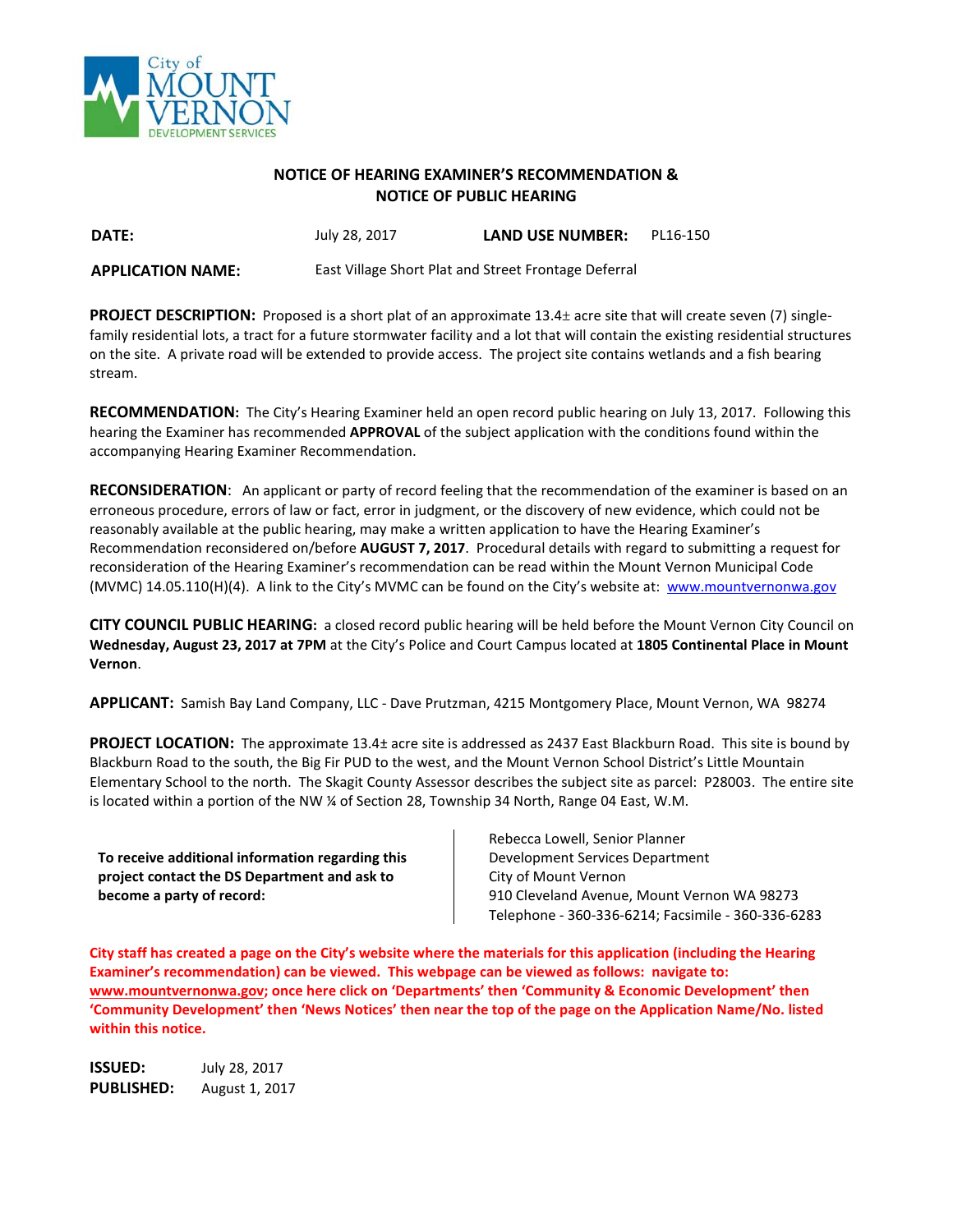City of MOUNT VERNON DEVELOPMENT SERVICES

## NOTICE OF HEARING EXAMINER'S RECOMMENDATION & NOTICE OF PUBLIC HEARING

**DATE:** July 28, 2017 **LAND USE NUMBER:** PL16-150

**APPLICATION NAME:** East Village Short Plat and Street Frontage Deferral

**PROJECT DESCRIPTION:** Proposed is a short plat of an approximate 13.4± acre site that will create seven (7) single-family residential lots, a tract for a future stormwater facility and a lot that will contain the existing residential structures on the site. A private road will be extended to provide access. The project site contains wetlands and a fish bearing stream.

**RECOMMENDATION:** The City's Hearing Examiner held an open record public hearing on July 13, 2017. Following this hearing the Examiner has recommended **APPROVAL** of the subject application with the conditions found within the accompanying Hearing Examiner Recommendation.

**RECONSIDERATION**: An applicant or party of record feeling that the recommendation of the examiner is based on an erroneous procedure, errors of law or fact, error in judgment, or the discovery of new evidence, which could not be reasonably available at the public hearing, may make a written application to have the Hearing Examiner's Recommendation reconsidered on/before **AUGUST 7, 2017**. Procedural details with regard to submitting a request for reconsideration of the Hearing Examiner's recommendation can be read within the Mount Vernon Municipal Code (MVMC) 14.05.110(H)(4). A link to the City's MVMC can be found on the City's website at: www.mountvernonwa.gov

**CITY COUNCIL PUBLIC HEARING:** a closed record public hearing will be held before the Mount Vernon City Council on **Wednesday, August 23, 2017 at 7PM** at the City's Police and Court Campus located at **1805 Continental Place in Mount Vernon**.

**APPLICANT:** Samish Bay Land Company, LLC - Dave Prutzman, 4215 Montgomery Place, Mount Vernon, WA 98274

**PROJECT LOCATION:** The approximate 13.4± acre site is addressed as 2437 East Blackburn Road. This site is bound by Blackburn Road to the south, the Big Fir PUD to the west, and the Mount Vernon School District's Little Mountain Elementary School to the north. The Skagit County Assessor describes the subject site as parcel: P28003. The entire site is located within a portion of the NW ¼ of Section 28, Township 34 North, Range 04 East, W.M.

**To receive additional information regarding this project contact the DS Department and ask to become a party of record:**

Rebecca Lowell, Senior Planner
Development Services Department
City of Mount Vernon
910 Cleveland Avenue, Mount Vernon WA 98273
Telephone - 360-336-6214; Facsimile - 360-336-6283

**City staff has created a page on the City's website where the materials for this application (including the Hearing Examiner's recommendation) can be viewed. This webpage can be viewed as follows: navigate to: www.mountvernonwa.gov; once here click on 'Departments' then 'Community & Economic Development' then 'Community Development' then 'News Notices' then near the top of the page on the Application Name/No. listed within this notice.**

**ISSUED:** July 28, 2017
**PUBLISHED:** August 1, 2017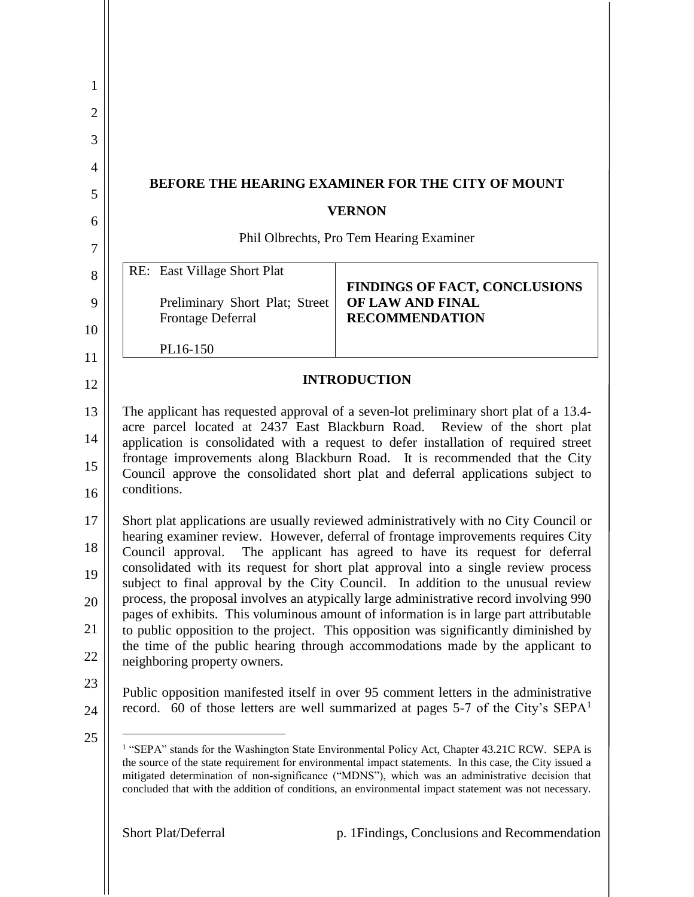**BEFORE THE HEARING EXAMINER FOR THE CITY OF MOUNT VERNON**

Phil Olbrechts, Pro Tem Hearing Examiner

| RE: East Village Short Plat<br><br>Preliminary Short Plat; Street Frontage Deferral<br><br>PL16-150 | **FINDINGS OF FACT, CONCLUSIONS OF LAW AND FINAL RECOMMENDATION** |
|---|---|

## INTRODUCTION

The applicant has requested approval of a seven-lot preliminary short plat of a 13.4-acre parcel located at 2437 East Blackburn Road. Review of the short plat application is consolidated with a request to defer installation of required street frontage improvements along Blackburn Road. It is recommended that the City Council approve the consolidated short plat and deferral applications subject to conditions.

Short plat applications are usually reviewed administratively with no City Council or hearing examiner review. However, deferral of frontage improvements requires City Council approval. The applicant has agreed to have its request for deferral consolidated with its request for short plat approval into a single review process subject to final approval by the City Council. In addition to the unusual review process, the proposal involves an atypically large administrative record involving 990 pages of exhibits. This voluminous amount of information is in large part attributable to public opposition to the project. This opposition was significantly diminished by the time of the public hearing through accommodations made by the applicant to neighboring property owners.

Public opposition manifested itself in over 95 comment letters in the administrative record. 60 of those letters are well summarized at pages 5-7 of the City's SEPA[1]

[1] "SEPA" stands for the Washington State Environmental Policy Act, Chapter 43.21C RCW. SEPA is the source of the state requirement for environmental impact statements. In this case, the City issued a mitigated determination of non-significance ("MDNS"), which was an administrative decision that concluded that with the addition of conditions, an environmental impact statement was not necessary.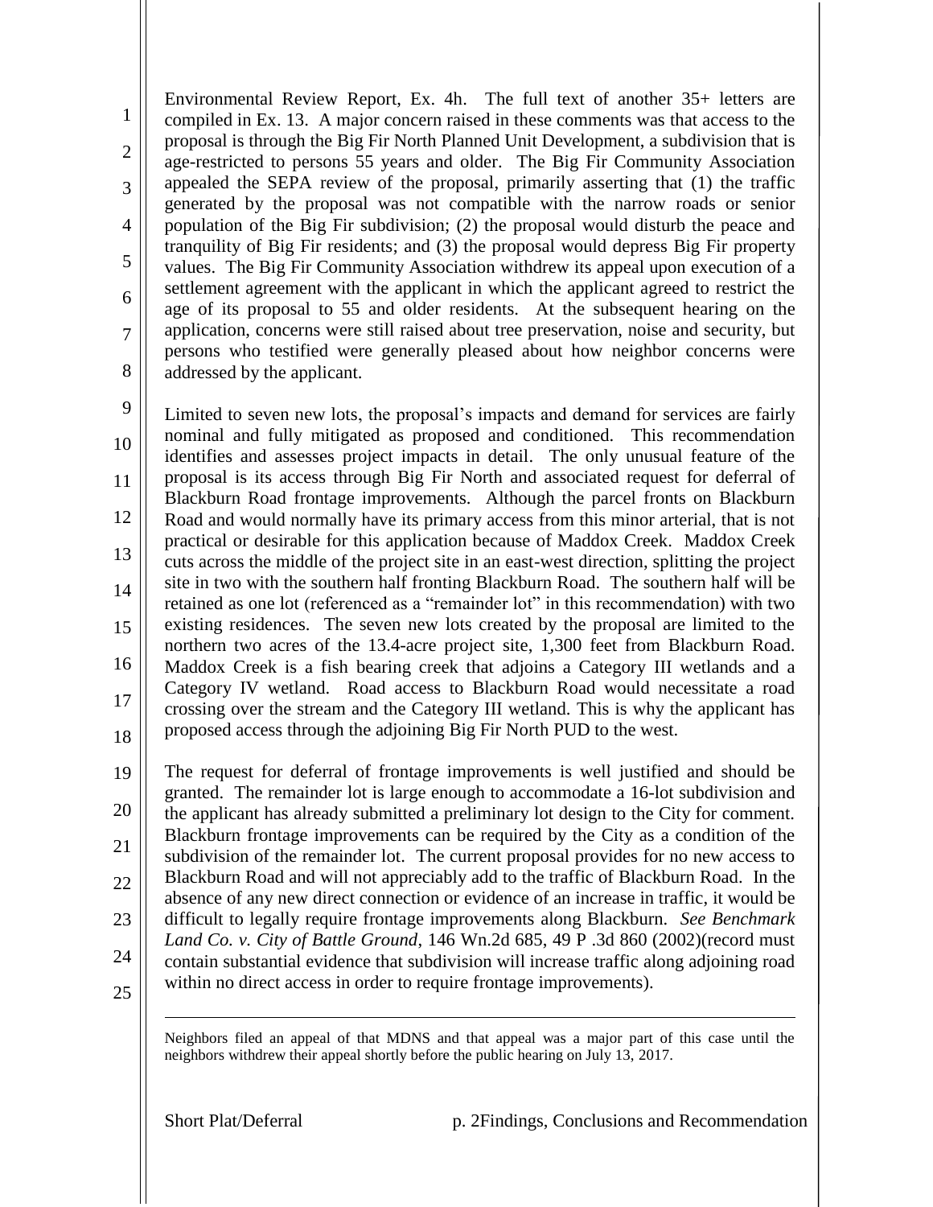Environmental Review Report, Ex. 4h. The full text of another 35+ letters are compiled in Ex. 13. A major concern raised in these comments was that access to the proposal is through the Big Fir North Planned Unit Development, a subdivision that is age-restricted to persons 55 years and older. The Big Fir Community Association appealed the SEPA review of the proposal, primarily asserting that (1) the traffic generated by the proposal was not compatible with the narrow roads or senior population of the Big Fir subdivision; (2) the proposal would disturb the peace and tranquility of Big Fir residents; and (3) the proposal would depress Big Fir property values. The Big Fir Community Association withdrew its appeal upon execution of a settlement agreement with the applicant in which the applicant agreed to restrict the age of its proposal to 55 and older residents. At the subsequent hearing on the application, concerns were still raised about tree preservation, noise and security, but persons who testified were generally pleased about how neighbor concerns were addressed by the applicant.

Limited to seven new lots, the proposal's impacts and demand for services are fairly nominal and fully mitigated as proposed and conditioned. This recommendation identifies and assesses project impacts in detail. The only unusual feature of the proposal is its access through Big Fir North and associated request for deferral of Blackburn Road frontage improvements. Although the parcel fronts on Blackburn Road and would normally have its primary access from this minor arterial, that is not practical or desirable for this application because of Maddox Creek. Maddox Creek cuts across the middle of the project site in an east-west direction, splitting the project site in two with the southern half fronting Blackburn Road. The southern half will be retained as one lot (referenced as a "remainder lot" in this recommendation) with two existing residences. The seven new lots created by the proposal are limited to the northern two acres of the 13.4-acre project site, 1,300 feet from Blackburn Road. Maddox Creek is a fish bearing creek that adjoins a Category III wetlands and a Category IV wetland. Road access to Blackburn Road would necessitate a road crossing over the stream and the Category III wetland. This is why the applicant has proposed access through the adjoining Big Fir North PUD to the west.

The request for deferral of frontage improvements is well justified and should be granted. The remainder lot is large enough to accommodate a 16-lot subdivision and the applicant has already submitted a preliminary lot design to the City for comment. Blackburn frontage improvements can be required by the City as a condition of the subdivision of the remainder lot. The current proposal provides for no new access to Blackburn Road and will not appreciably add to the traffic of Blackburn Road. In the absence of any new direct connection or evidence of an increase in traffic, it would be difficult to legally require frontage improvements along Blackburn. *See Benchmark Land Co. v. City of Battle Ground*, 146 Wn.2d 685, 49 P .3d 860 (2002)(record must contain substantial evidence that subdivision will increase traffic along adjoining road within no direct access in order to require frontage improvements).

---

Neighbors filed an appeal of that MDNS and that appeal was a major part of this case until the neighbors withdrew their appeal shortly before the public hearing on July 13, 2017.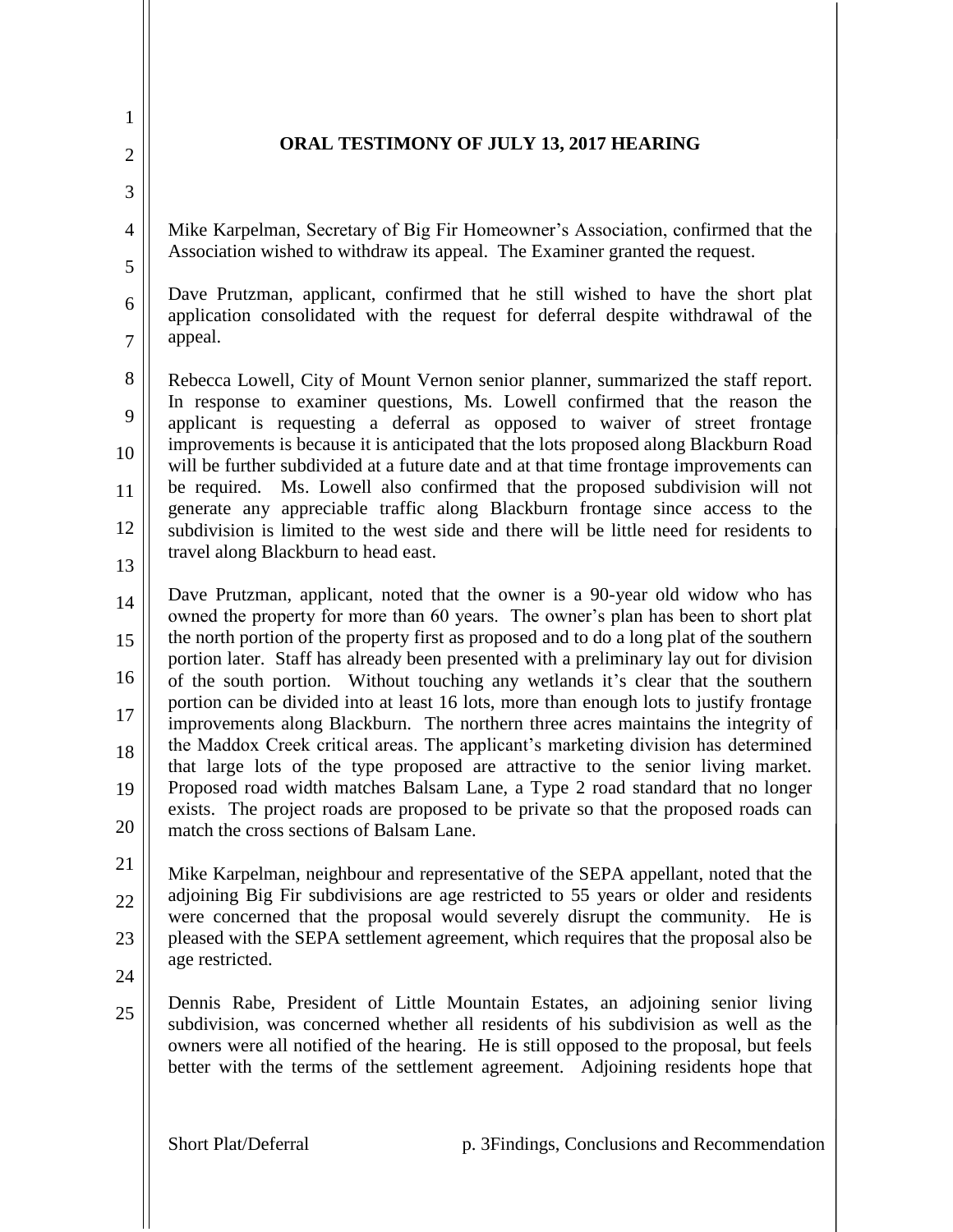## ORAL TESTIMONY OF JULY 13, 2017 HEARING

Mike Karpelman, Secretary of Big Fir Homeowner's Association, confirmed that the Association wished to withdraw its appeal. The Examiner granted the request.

Dave Prutzman, applicant, confirmed that he still wished to have the short plat application consolidated with the request for deferral despite withdrawal of the appeal.

Rebecca Lowell, City of Mount Vernon senior planner, summarized the staff report. In response to examiner questions, Ms. Lowell confirmed that the reason the applicant is requesting a deferral as opposed to waiver of street frontage improvements is because it is anticipated that the lots proposed along Blackburn Road will be further subdivided at a future date and at that time frontage improvements can be required. Ms. Lowell also confirmed that the proposed subdivision will not generate any appreciable traffic along Blackburn frontage since access to the subdivision is limited to the west side and there will be little need for residents to travel along Blackburn to head east.

Dave Prutzman, applicant, noted that the owner is a 90-year old widow who has owned the property for more than 60 years. The owner's plan has been to short plat the north portion of the property first as proposed and to do a long plat of the southern portion later. Staff has already been presented with a preliminary lay out for division of the south portion. Without touching any wetlands it's clear that the southern portion can be divided into at least 16 lots, more than enough lots to justify frontage improvements along Blackburn. The northern three acres maintains the integrity of the Maddox Creek critical areas. The applicant's marketing division has determined that large lots of the type proposed are attractive to the senior living market. Proposed road width matches Balsam Lane, a Type 2 road standard that no longer exists. The project roads are proposed to be private so that the proposed roads can match the cross sections of Balsam Lane.

Mike Karpelman, neighbour and representative of the SEPA appellant, noted that the adjoining Big Fir subdivisions are age restricted to 55 years or older and residents were concerned that the proposal would severely disrupt the community. He is pleased with the SEPA settlement agreement, which requires that the proposal also be age restricted.

Dennis Rabe, President of Little Mountain Estates, an adjoining senior living subdivision, was concerned whether all residents of his subdivision as well as the owners were all notified of the hearing. He is still opposed to the proposal, but feels better with the terms of the settlement agreement. Adjoining residents hope that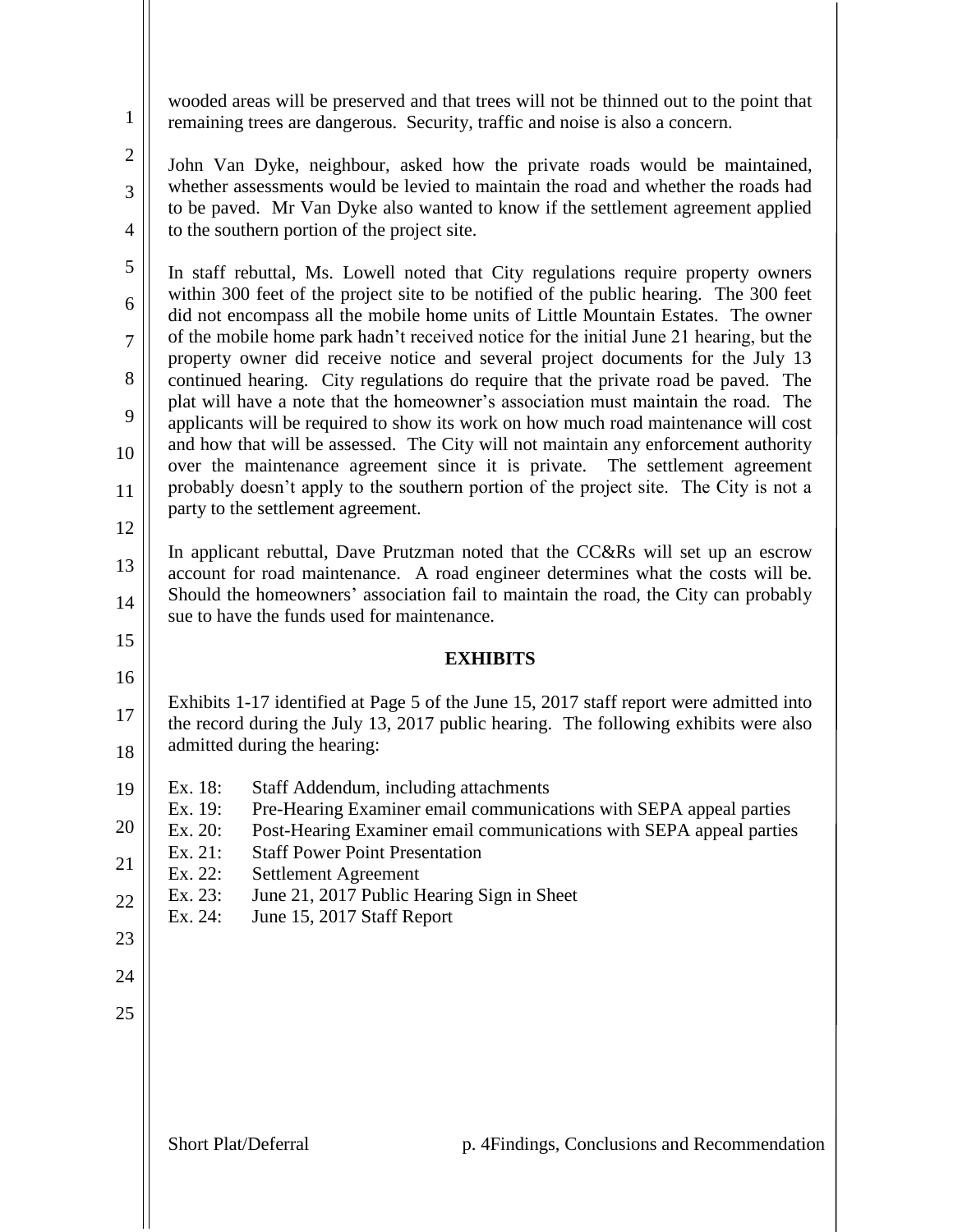wooded areas will be preserved and that trees will not be thinned out to the point that remaining trees are dangerous. Security, traffic and noise is also a concern.

John Van Dyke, neighbour, asked how the private roads would be maintained, whether assessments would be levied to maintain the road and whether the roads had to be paved. Mr Van Dyke also wanted to know if the settlement agreement applied to the southern portion of the project site.

In staff rebuttal, Ms. Lowell noted that City regulations require property owners within 300 feet of the project site to be notified of the public hearing. The 300 feet did not encompass all the mobile home units of Little Mountain Estates. The owner of the mobile home park hadn't received notice for the initial June 21 hearing, but the property owner did receive notice and several project documents for the July 13 continued hearing. City regulations do require that the private road be paved. The plat will have a note that the homeowner's association must maintain the road. The applicants will be required to show its work on how much road maintenance will cost and how that will be assessed. The City will not maintain any enforcement authority over the maintenance agreement since it is private. The settlement agreement probably doesn't apply to the southern portion of the project site. The City is not a party to the settlement agreement.

In applicant rebuttal, Dave Prutzman noted that the CC&Rs will set up an escrow account for road maintenance. A road engineer determines what the costs will be. Should the homeowners' association fail to maintain the road, the City can probably sue to have the funds used for maintenance.

## EXHIBITS

Exhibits 1-17 identified at Page 5 of the June 15, 2017 staff report were admitted into the record during the July 13, 2017 public hearing. The following exhibits were also admitted during the hearing:

Ex. 18: Staff Addendum, including attachments
Ex. 19: Pre-Hearing Examiner email communications with SEPA appeal parties
Ex. 20: Post-Hearing Examiner email communications with SEPA appeal parties
Ex. 21: Staff Power Point Presentation
Ex. 22: Settlement Agreement
Ex. 23: June 21, 2017 Public Hearing Sign in Sheet
Ex. 24: June 15, 2017 Staff Report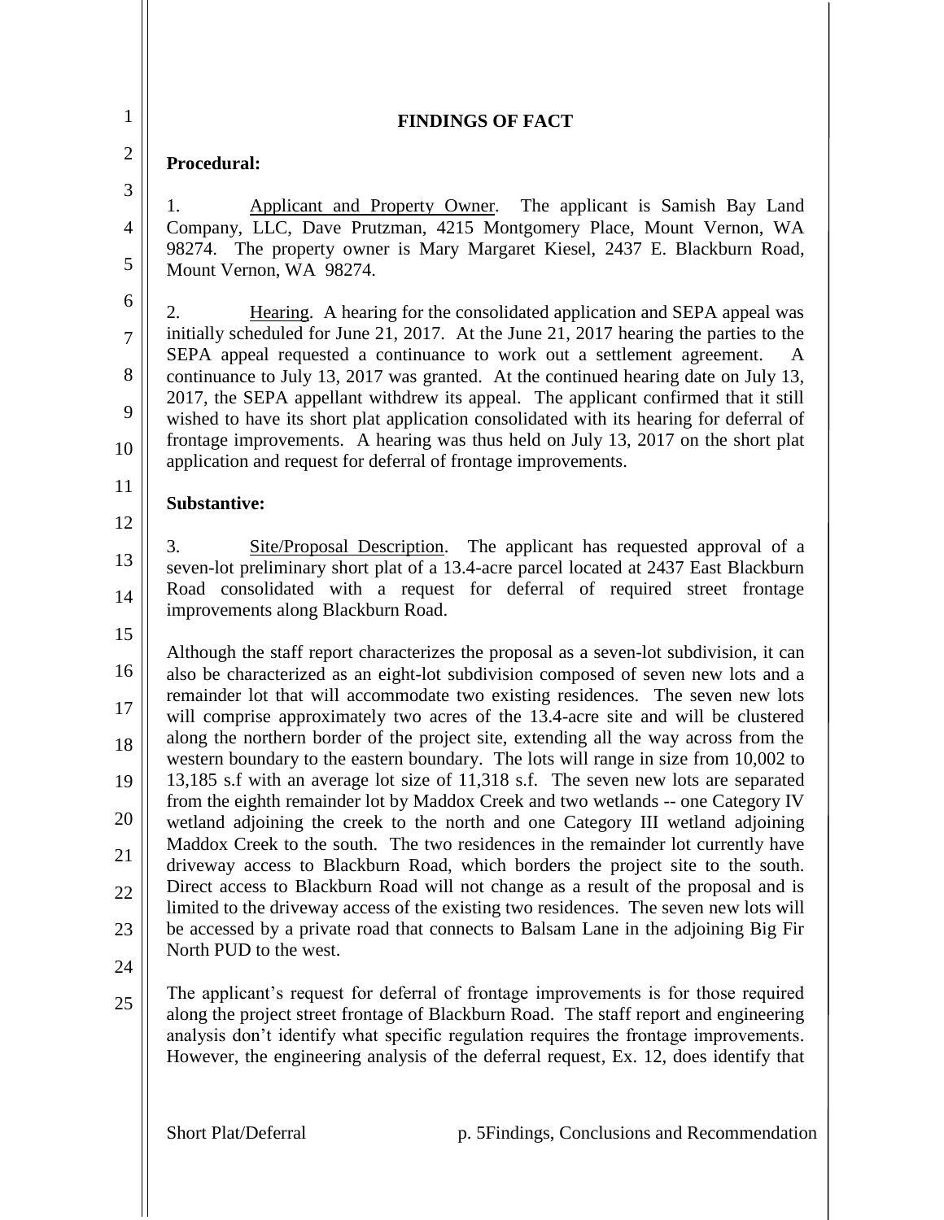## FINDINGS OF FACT

**Procedural:**

1. Applicant and Property Owner. The applicant is Samish Bay Land Company, LLC, Dave Prutzman, 4215 Montgomery Place, Mount Vernon, WA 98274. The property owner is Mary Margaret Kiesel, 2437 E. Blackburn Road, Mount Vernon, WA 98274.

2. Hearing. A hearing for the consolidated application and SEPA appeal was initially scheduled for June 21, 2017. At the June 21, 2017 hearing the parties to the SEPA appeal requested a continuance to work out a settlement agreement. A continuance to July 13, 2017 was granted. At the continued hearing date on July 13, 2017, the SEPA appellant withdrew its appeal. The applicant confirmed that it still wished to have its short plat application consolidated with its hearing for deferral of frontage improvements. A hearing was thus held on July 13, 2017 on the short plat application and request for deferral of frontage improvements.

**Substantive:**

3. Site/Proposal Description. The applicant has requested approval of a seven-lot preliminary short plat of a 13.4-acre parcel located at 2437 East Blackburn Road consolidated with a request for deferral of required street frontage improvements along Blackburn Road.

Although the staff report characterizes the proposal as a seven-lot subdivision, it can also be characterized as an eight-lot subdivision composed of seven new lots and a remainder lot that will accommodate two existing residences. The seven new lots will comprise approximately two acres of the 13.4-acre site and will be clustered along the northern border of the project site, extending all the way across from the western boundary to the eastern boundary. The lots will range in size from 10,002 to 13,185 s.f with an average lot size of 11,318 s.f. The seven new lots are separated from the eighth remainder lot by Maddox Creek and two wetlands -- one Category IV wetland adjoining the creek to the north and one Category III wetland adjoining Maddox Creek to the south. The two residences in the remainder lot currently have driveway access to Blackburn Road, which borders the project site to the south. Direct access to Blackburn Road will not change as a result of the proposal and is limited to the driveway access of the existing two residences. The seven new lots will be accessed by a private road that connects to Balsam Lane in the adjoining Big Fir North PUD to the west.

The applicant's request for deferral of frontage improvements is for those required along the project street frontage of Blackburn Road. The staff report and engineering analysis don't identify what specific regulation requires the frontage improvements. However, the engineering analysis of the deferral request, Ex. 12, does identify that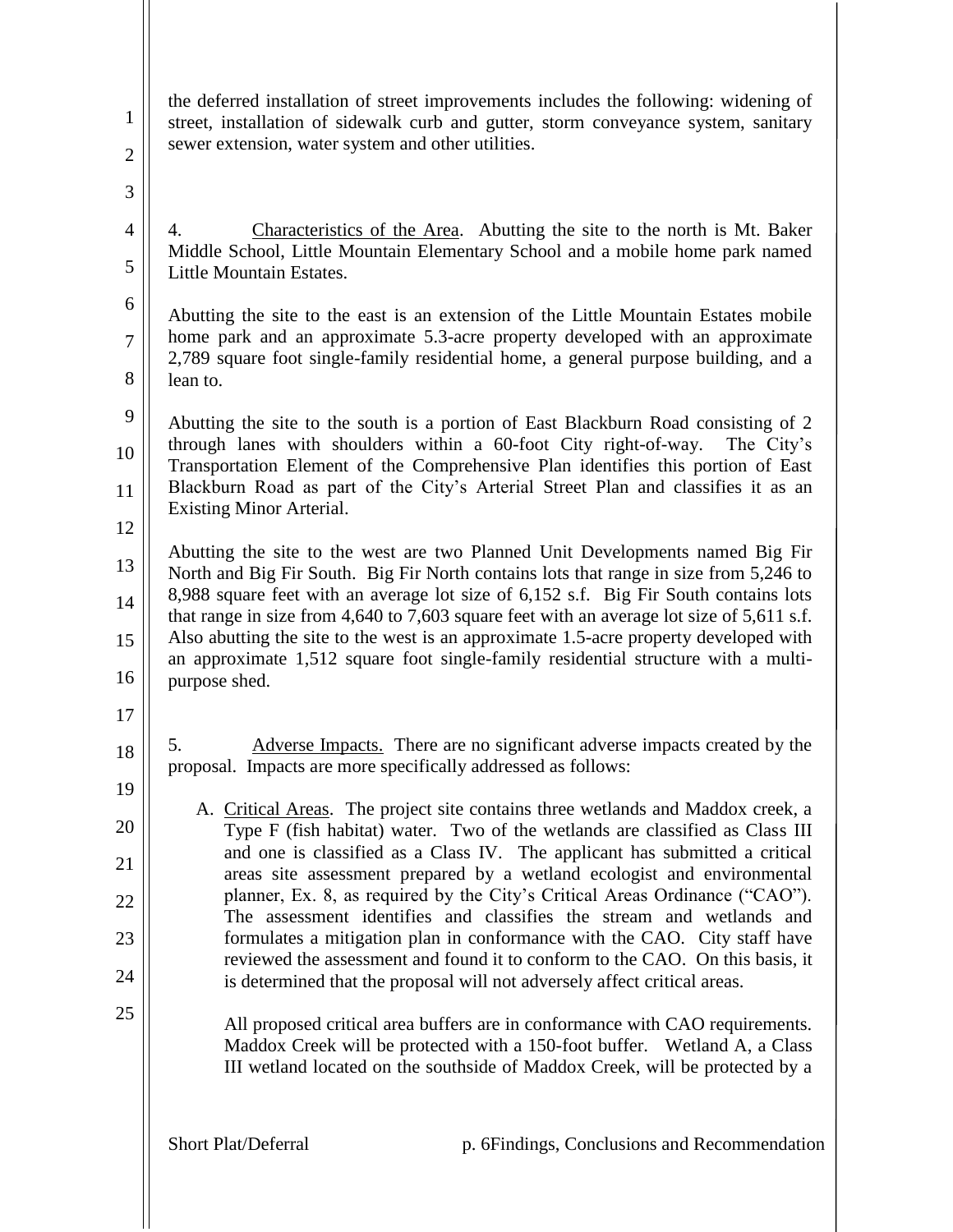the deferred installation of street improvements includes the following: widening of street, installation of sidewalk curb and gutter, storm conveyance system, sanitary sewer extension, water system and other utilities.

4. Characteristics of the Area. Abutting the site to the north is Mt. Baker Middle School, Little Mountain Elementary School and a mobile home park named Little Mountain Estates.

Abutting the site to the east is an extension of the Little Mountain Estates mobile home park and an approximate 5.3-acre property developed with an approximate 2,789 square foot single-family residential home, a general purpose building, and a lean to.

Abutting the site to the south is a portion of East Blackburn Road consisting of 2 through lanes with shoulders within a 60-foot City right-of-way. The City's Transportation Element of the Comprehensive Plan identifies this portion of East Blackburn Road as part of the City's Arterial Street Plan and classifies it as an Existing Minor Arterial.

Abutting the site to the west are two Planned Unit Developments named Big Fir North and Big Fir South. Big Fir North contains lots that range in size from 5,246 to 8,988 square feet with an average lot size of 6,152 s.f. Big Fir South contains lots that range in size from 4,640 to 7,603 square feet with an average lot size of 5,611 s.f. Also abutting the site to the west is an approximate 1.5-acre property developed with an approximate 1,512 square foot single-family residential structure with a multi-purpose shed.

5. Adverse Impacts. There are no significant adverse impacts created by the proposal. Impacts are more specifically addressed as follows:

A. Critical Areas. The project site contains three wetlands and Maddox creek, a Type F (fish habitat) water. Two of the wetlands are classified as Class III and one is classified as a Class IV. The applicant has submitted a critical areas site assessment prepared by a wetland ecologist and environmental planner, Ex. 8, as required by the City's Critical Areas Ordinance ("CAO"). The assessment identifies and classifies the stream and wetlands and formulates a mitigation plan in conformance with the CAO. City staff have reviewed the assessment and found it to conform to the CAO. On this basis, it is determined that the proposal will not adversely affect critical areas.

All proposed critical area buffers are in conformance with CAO requirements. Maddox Creek will be protected with a 150-foot buffer. Wetland A, a Class III wetland located on the southside of Maddox Creek, will be protected by a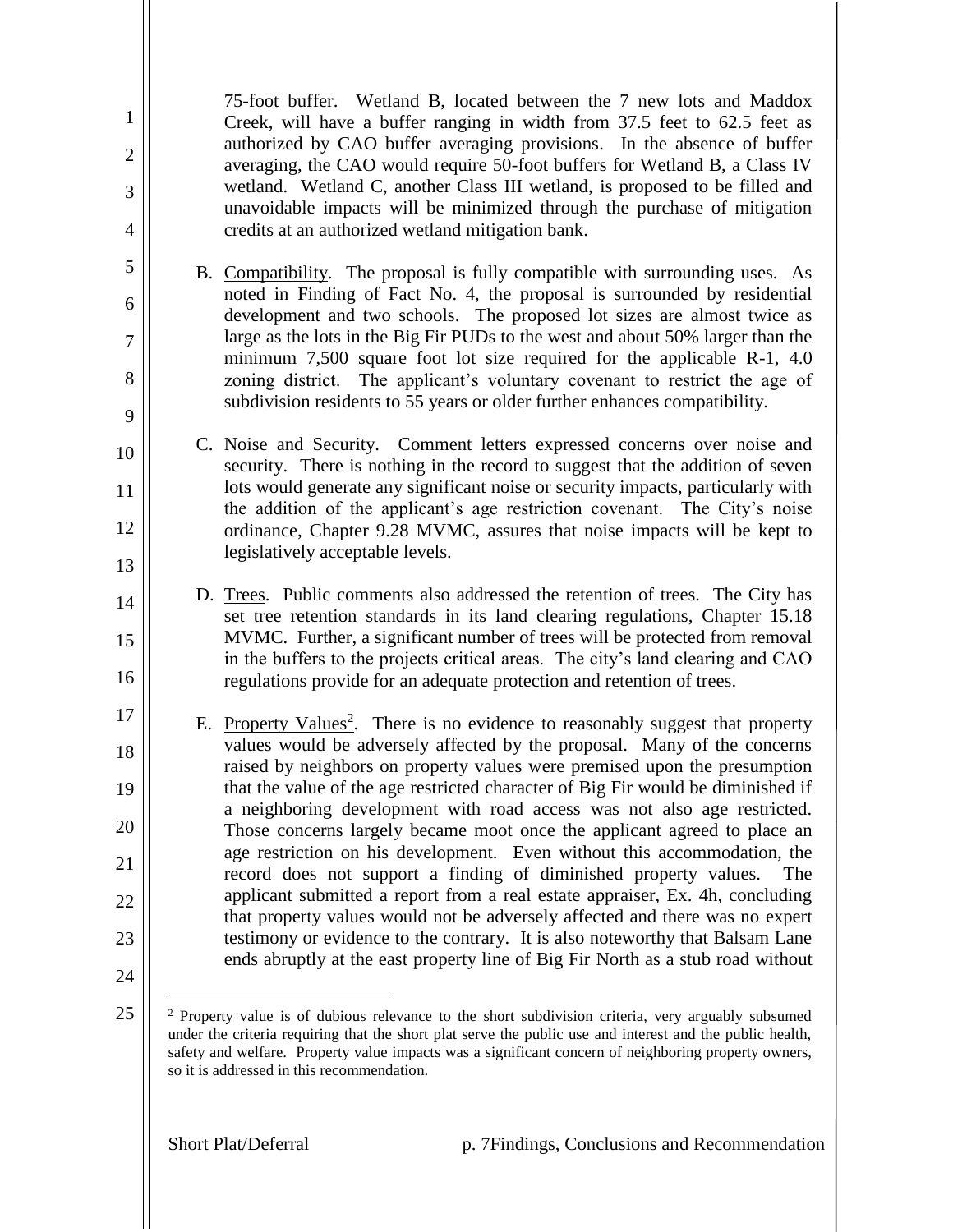75-foot buffer. Wetland B, located between the 7 new lots and Maddox Creek, will have a buffer ranging in width from 37.5 feet to 62.5 feet as authorized by CAO buffer averaging provisions. In the absence of buffer averaging, the CAO would require 50-foot buffers for Wetland B, a Class IV wetland. Wetland C, another Class III wetland, is proposed to be filled and unavoidable impacts will be minimized through the purchase of mitigation credits at an authorized wetland mitigation bank.

B. Compatibility. The proposal is fully compatible with surrounding uses. As noted in Finding of Fact No. 4, the proposal is surrounded by residential development and two schools. The proposed lot sizes are almost twice as large as the lots in the Big Fir PUDs to the west and about 50% larger than the minimum 7,500 square foot lot size required for the applicable R-1, 4.0 zoning district. The applicant's voluntary covenant to restrict the age of subdivision residents to 55 years or older further enhances compatibility.

C. Noise and Security. Comment letters expressed concerns over noise and security. There is nothing in the record to suggest that the addition of seven lots would generate any significant noise or security impacts, particularly with the addition of the applicant's age restriction covenant. The City's noise ordinance, Chapter 9.28 MVMC, assures that noise impacts will be kept to legislatively acceptable levels.

D. Trees. Public comments also addressed the retention of trees. The City has set tree retention standards in its land clearing regulations, Chapter 15.18 MVMC. Further, a significant number of trees will be protected from removal in the buffers to the projects critical areas. The city's land clearing and CAO regulations provide for an adequate protection and retention of trees.

E. Property Values[2]. There is no evidence to reasonably suggest that property values would be adversely affected by the proposal. Many of the concerns raised by neighbors on property values were premised upon the presumption that the value of the age restricted character of Big Fir would be diminished if a neighboring development with road access was not also age restricted. Those concerns largely became moot once the applicant agreed to place an age restriction on his development. Even without this accommodation, the record does not support a finding of diminished property values. The applicant submitted a report from a real estate appraiser, Ex. 4h, concluding that property values would not be adversely affected and there was no expert testimony or evidence to the contrary. It is also noteworthy that Balsam Lane ends abruptly at the east property line of Big Fir North as a stub road without

---

[2] Property value is of dubious relevance to the short subdivision criteria, very arguably subsumed under the criteria requiring that the short plat serve the public use and interest and the public health, safety and welfare. Property value impacts was a significant concern of neighboring property owners, so it is addressed in this recommendation.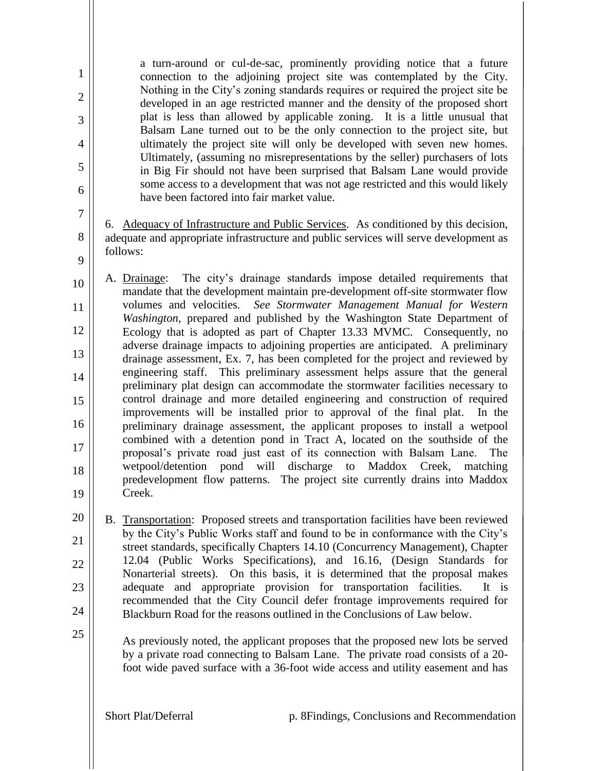a turn-around or cul-de-sac, prominently providing notice that a future connection to the adjoining project site was contemplated by the City. Nothing in the City's zoning standards requires or required the project site be developed in an age restricted manner and the density of the proposed short plat is less than allowed by applicable zoning. It is a little unusual that Balsam Lane turned out to be the only connection to the project site, but ultimately the project site will only be developed with seven new homes. Ultimately, (assuming no misrepresentations by the seller) purchasers of lots in Big Fir should not have been surprised that Balsam Lane would provide some access to a development that was not age restricted and this would likely have been factored into fair market value.

6. Adequacy of Infrastructure and Public Services. As conditioned by this decision, adequate and appropriate infrastructure and public services will serve development as follows:

A. Drainage: The city's drainage standards impose detailed requirements that mandate that the development maintain pre-development off-site stormwater flow volumes and velocities. *See Stormwater Management Manual for Western Washington*, prepared and published by the Washington State Department of Ecology that is adopted as part of Chapter 13.33 MVMC. Consequently, no adverse drainage impacts to adjoining properties are anticipated. A preliminary drainage assessment, Ex. 7, has been completed for the project and reviewed by engineering staff. This preliminary assessment helps assure that the general preliminary plat design can accommodate the stormwater facilities necessary to control drainage and more detailed engineering and construction of required improvements will be installed prior to approval of the final plat. In the preliminary drainage assessment, the applicant proposes to install a wetpool combined with a detention pond in Tract A, located on the southside of the proposal's private road just east of its connection with Balsam Lane. The wetpool/detention pond will discharge to Maddox Creek, matching predevelopment flow patterns. The project site currently drains into Maddox Creek.

B. Transportation: Proposed streets and transportation facilities have been reviewed by the City's Public Works staff and found to be in conformance with the City's street standards, specifically Chapters 14.10 (Concurrency Management), Chapter 12.04 (Public Works Specifications), and 16.16, (Design Standards for Nonarterial streets). On this basis, it is determined that the proposal makes adequate and appropriate provision for transportation facilities. It is recommended that the City Council defer frontage improvements required for Blackburn Road for the reasons outlined in the Conclusions of Law below.

As previously noted, the applicant proposes that the proposed new lots be served by a private road connecting to Balsam Lane. The private road consists of a 20-foot wide paved surface with a 36-foot wide access and utility easement and has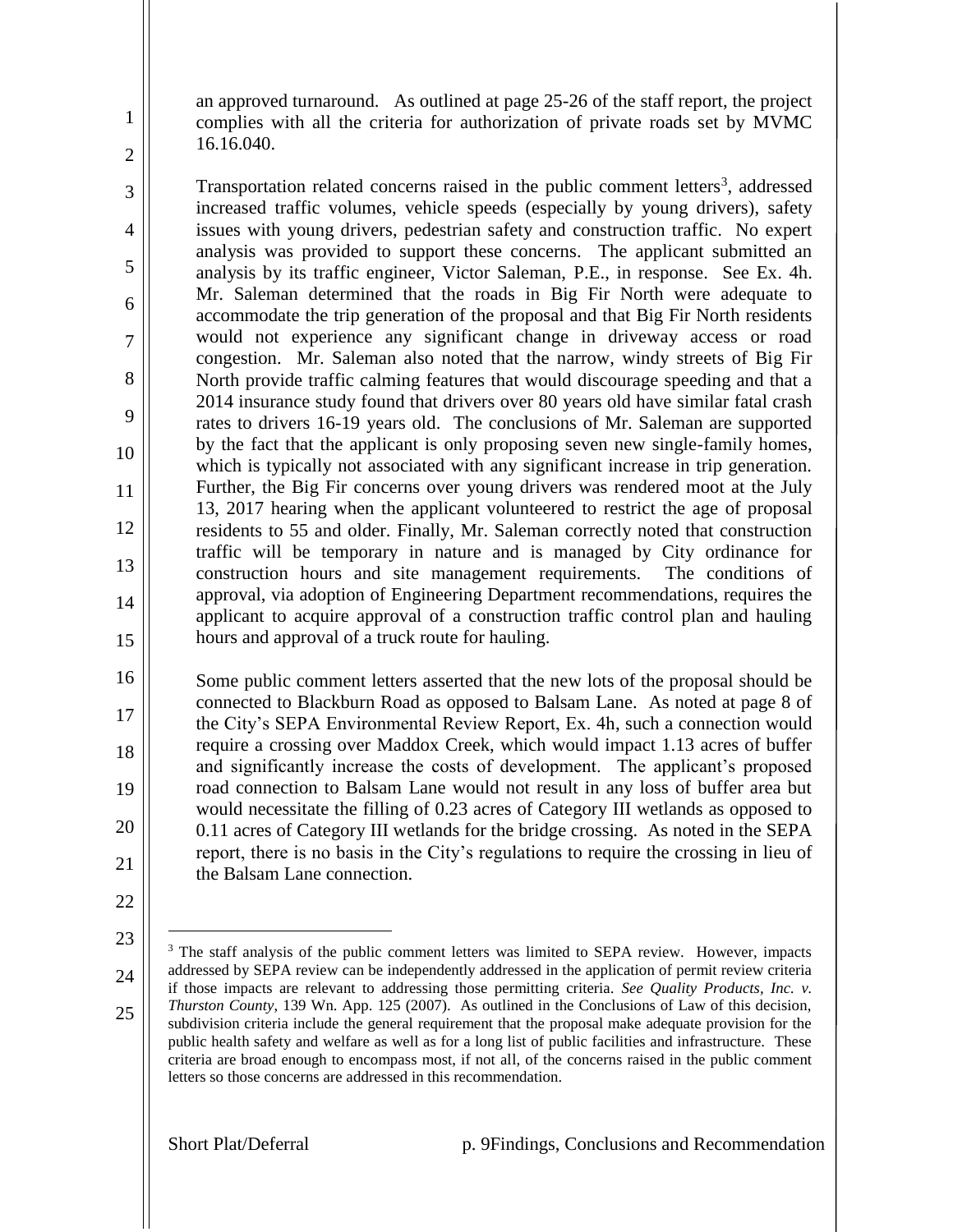an approved turnaround. As outlined at page 25-26 of the staff report, the project complies with all the criteria for authorization of private roads set by MVMC 16.16.040.

Transportation related concerns raised in the public comment letters[3], addressed increased traffic volumes, vehicle speeds (especially by young drivers), safety issues with young drivers, pedestrian safety and construction traffic. No expert analysis was provided to support these concerns. The applicant submitted an analysis by its traffic engineer, Victor Saleman, P.E., in response. See Ex. 4h. Mr. Saleman determined that the roads in Big Fir North were adequate to accommodate the trip generation of the proposal and that Big Fir North residents would not experience any significant change in driveway access or road congestion. Mr. Saleman also noted that the narrow, windy streets of Big Fir North provide traffic calming features that would discourage speeding and that a 2014 insurance study found that drivers over 80 years old have similar fatal crash rates to drivers 16-19 years old. The conclusions of Mr. Saleman are supported by the fact that the applicant is only proposing seven new single-family homes, which is typically not associated with any significant increase in trip generation. Further, the Big Fir concerns over young drivers was rendered moot at the July 13, 2017 hearing when the applicant volunteered to restrict the age of proposal residents to 55 and older. Finally, Mr. Saleman correctly noted that construction traffic will be temporary in nature and is managed by City ordinance for construction hours and site management requirements. The conditions of approval, via adoption of Engineering Department recommendations, requires the applicant to acquire approval of a construction traffic control plan and hauling hours and approval of a truck route for hauling.

Some public comment letters asserted that the new lots of the proposal should be connected to Blackburn Road as opposed to Balsam Lane. As noted at page 8 of the City's SEPA Environmental Review Report, Ex. 4h, such a connection would require a crossing over Maddox Creek, which would impact 1.13 acres of buffer and significantly increase the costs of development. The applicant's proposed road connection to Balsam Lane would not result in any loss of buffer area but would necessitate the filling of 0.23 acres of Category III wetlands as opposed to 0.11 acres of Category III wetlands for the bridge crossing. As noted in the SEPA report, there is no basis in the City's regulations to require the crossing in lieu of the Balsam Lane connection.

---

[3] The staff analysis of the public comment letters was limited to SEPA review. However, impacts addressed by SEPA review can be independently addressed in the application of permit review criteria if those impacts are relevant to addressing those permitting criteria. *See Quality Products, Inc. v. Thurston County*, 139 Wn. App. 125 (2007). As outlined in the Conclusions of Law of this decision, subdivision criteria include the general requirement that the proposal make adequate provision for the public health safety and welfare as well as for a long list of public facilities and infrastructure. These criteria are broad enough to encompass most, if not all, of the concerns raised in the public comment letters so those concerns are addressed in this recommendation.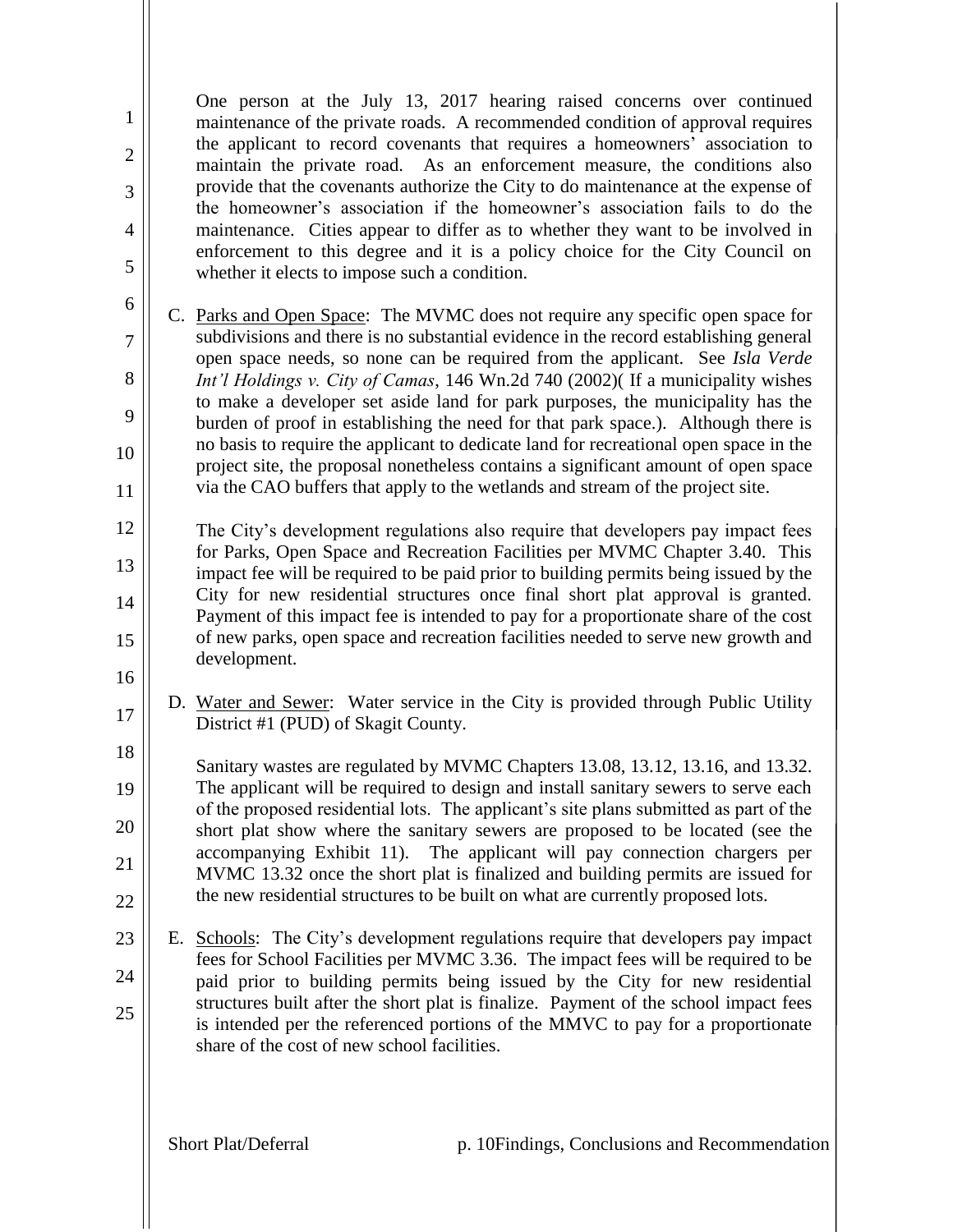One person at the July 13, 2017 hearing raised concerns over continued maintenance of the private roads. A recommended condition of approval requires the applicant to record covenants that requires a homeowners' association to maintain the private road. As an enforcement measure, the conditions also provide that the covenants authorize the City to do maintenance at the expense of the homeowner's association if the homeowner's association fails to do the maintenance. Cities appear to differ as to whether they want to be involved in enforcement to this degree and it is a policy choice for the City Council on whether it elects to impose such a condition.

C. Parks and Open Space: The MVMC does not require any specific open space for subdivisions and there is no substantial evidence in the record establishing general open space needs, so none can be required from the applicant. See *Isla Verde Int'l Holdings v. City of Camas*, 146 Wn.2d 740 (2002)( If a municipality wishes to make a developer set aside land for park purposes, the municipality has the burden of proof in establishing the need for that park space.). Although there is no basis to require the applicant to dedicate land for recreational open space in the project site, the proposal nonetheless contains a significant amount of open space via the CAO buffers that apply to the wetlands and stream of the project site.

   The City's development regulations also require that developers pay impact fees for Parks, Open Space and Recreation Facilities per MVMC Chapter 3.40. This impact fee will be required to be paid prior to building permits being issued by the City for new residential structures once final short plat approval is granted. Payment of this impact fee is intended to pay for a proportionate share of the cost of new parks, open space and recreation facilities needed to serve new growth and development.

D. Water and Sewer: Water service in the City is provided through Public Utility District #1 (PUD) of Skagit County.

   Sanitary wastes are regulated by MVMC Chapters 13.08, 13.12, 13.16, and 13.32. The applicant will be required to design and install sanitary sewers to serve each of the proposed residential lots. The applicant's site plans submitted as part of the short plat show where the sanitary sewers are proposed to be located (see the accompanying Exhibit 11). The applicant will pay connection chargers per MVMC 13.32 once the short plat is finalized and building permits are issued for the new residential structures to be built on what are currently proposed lots.

E. Schools: The City's development regulations require that developers pay impact fees for School Facilities per MVMC 3.36. The impact fees will be required to be paid prior to building permits being issued by the City for new residential structures built after the short plat is finalize. Payment of the school impact fees is intended per the referenced portions of the MMVC to pay for a proportionate share of the cost of new school facilities.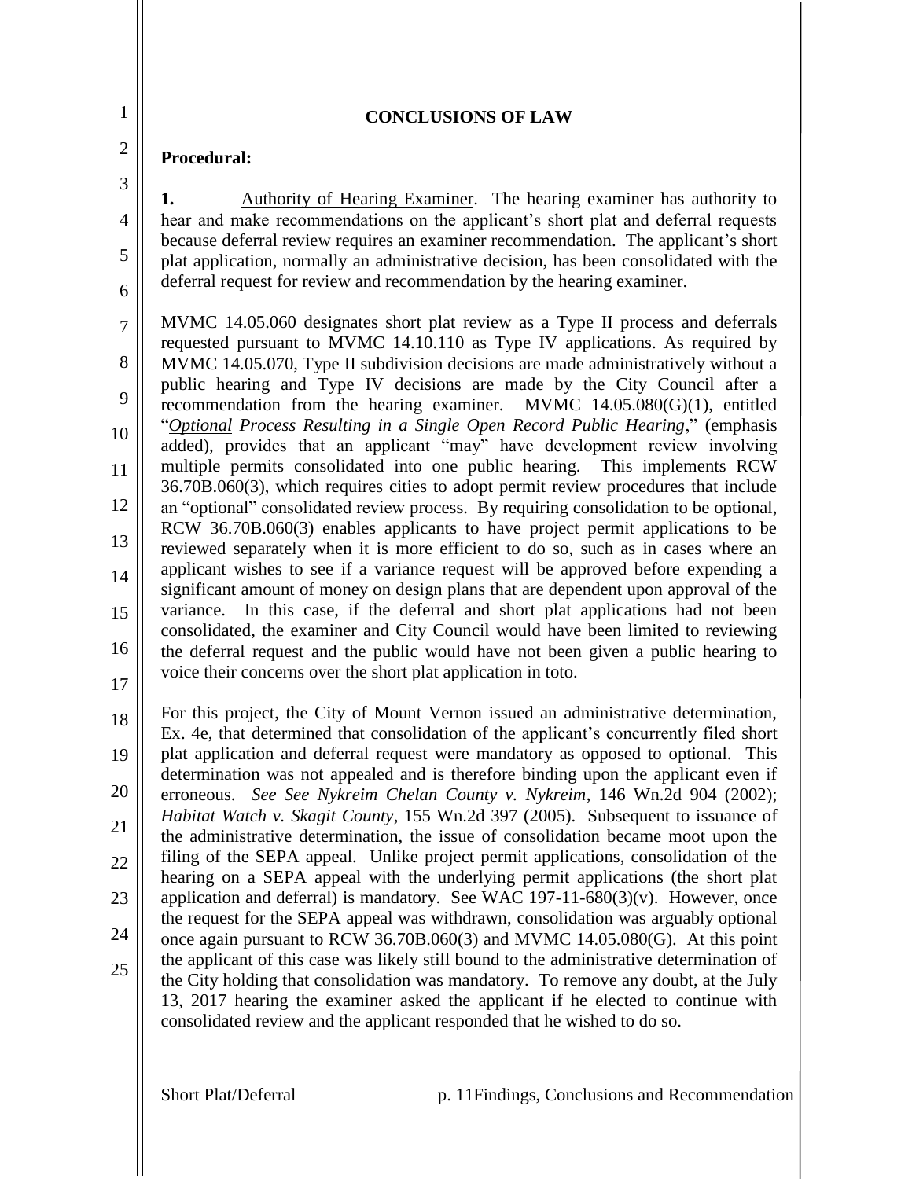## CONCLUSIONS OF LAW

**Procedural:**

**1.** Authority of Hearing Examiner. The hearing examiner has authority to hear and make recommendations on the applicant's short plat and deferral requests because deferral review requires an examiner recommendation. The applicant's short plat application, normally an administrative decision, has been consolidated with the deferral request for review and recommendation by the hearing examiner.

MVMC 14.05.060 designates short plat review as a Type II process and deferrals requested pursuant to MVMC 14.10.110 as Type IV applications. As required by MVMC 14.05.070, Type II subdivision decisions are made administratively without a public hearing and Type IV decisions are made by the City Council after a recommendation from the hearing examiner. MVMC 14.05.080(G)(1), entitled "*Optional Process Resulting in a Single Open Record Public Hearing*," (emphasis added), provides that an applicant "may" have development review involving multiple permits consolidated into one public hearing. This implements RCW 36.70B.060(3), which requires cities to adopt permit review procedures that include an "optional" consolidated review process. By requiring consolidation to be optional, RCW 36.70B.060(3) enables applicants to have project permit applications to be reviewed separately when it is more efficient to do so, such as in cases where an applicant wishes to see if a variance request will be approved before expending a significant amount of money on design plans that are dependent upon approval of the variance. In this case, if the deferral and short plat applications had not been consolidated, the examiner and City Council would have been limited to reviewing the deferral request and the public would have not been given a public hearing to voice their concerns over the short plat application in toto.

For this project, the City of Mount Vernon issued an administrative determination, Ex. 4e, that determined that consolidation of the applicant's concurrently filed short plat application and deferral request were mandatory as opposed to optional. This determination was not appealed and is therefore binding upon the applicant even if erroneous. *See See Nykreim Chelan County v. Nykreim*, 146 Wn.2d 904 (2002); *Habitat Watch v. Skagit County*, 155 Wn.2d 397 (2005). Subsequent to issuance of the administrative determination, the issue of consolidation became moot upon the filing of the SEPA appeal. Unlike project permit applications, consolidation of the hearing on a SEPA appeal with the underlying permit applications (the short plat application and deferral) is mandatory. See WAC 197-11-680(3)(v). However, once the request for the SEPA appeal was withdrawn, consolidation was arguably optional once again pursuant to RCW 36.70B.060(3) and MVMC 14.05.080(G). At this point the applicant of this case was likely still bound to the administrative determination of the City holding that consolidation was mandatory. To remove any doubt, at the July 13, 2017 hearing the examiner asked the applicant if he elected to continue with consolidated review and the applicant responded that he wished to do so.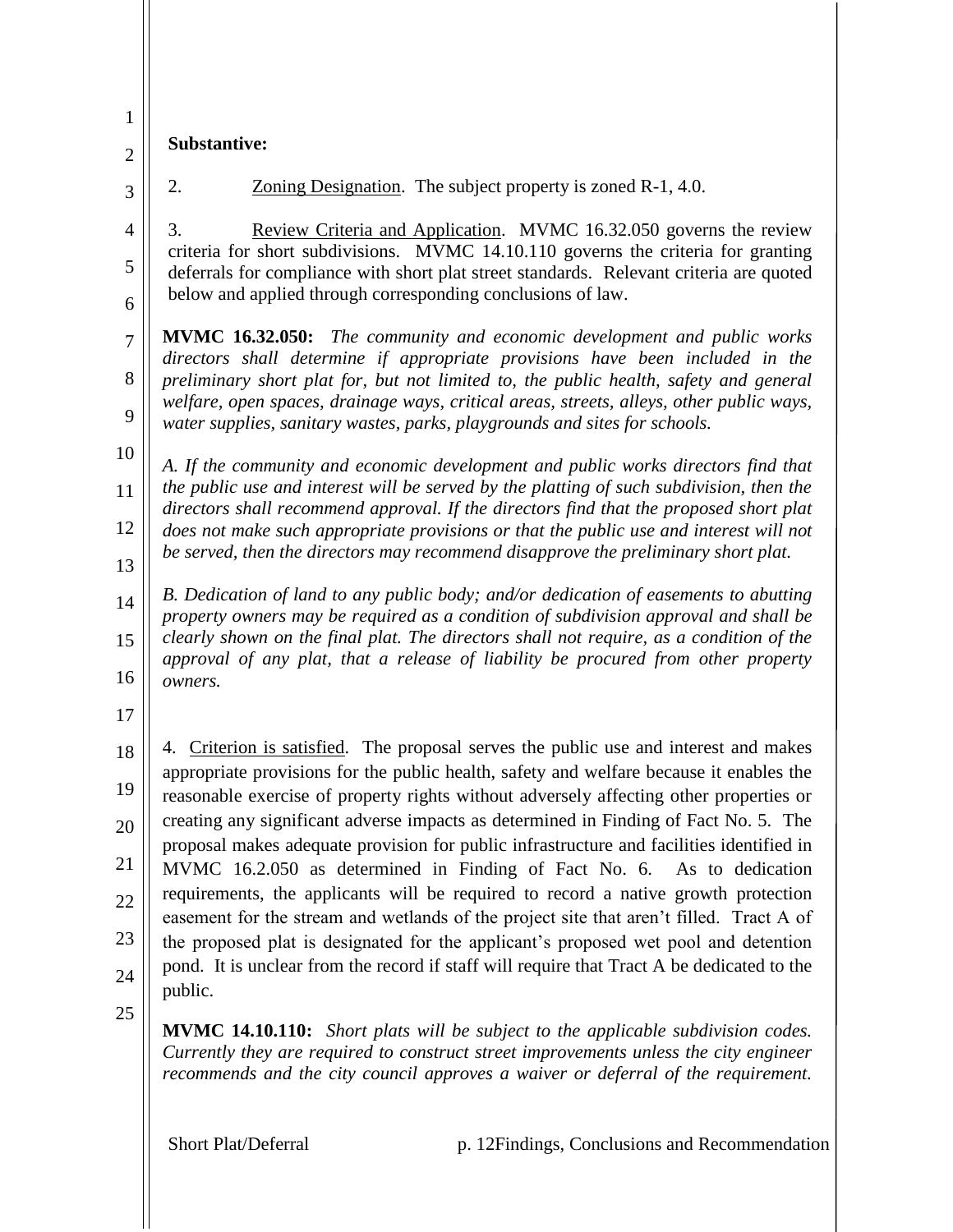**Substantive:**

2. Zoning Designation. The subject property is zoned R-1, 4.0.

3. Review Criteria and Application. MVMC 16.32.050 governs the review criteria for short subdivisions. MVMC 14.10.110 governs the criteria for granting deferrals for compliance with short plat street standards. Relevant criteria are quoted below and applied through corresponding conclusions of law.

**MVMC 16.32.050:** *The community and economic development and public works directors shall determine if appropriate provisions have been included in the preliminary short plat for, but not limited to, the public health, safety and general welfare, open spaces, drainage ways, critical areas, streets, alleys, other public ways, water supplies, sanitary wastes, parks, playgrounds and sites for schools.*

*A. If the community and economic development and public works directors find that the public use and interest will be served by the platting of such subdivision, then the directors shall recommend approval. If the directors find that the proposed short plat does not make such appropriate provisions or that the public use and interest will not be served, then the directors may recommend disapprove the preliminary short plat.*

*B. Dedication of land to any public body; and/or dedication of easements to abutting property owners may be required as a condition of subdivision approval and shall be clearly shown on the final plat. The directors shall not require, as a condition of the approval of any plat, that a release of liability be procured from other property owners.*

4. Criterion is satisfied. The proposal serves the public use and interest and makes appropriate provisions for the public health, safety and welfare because it enables the reasonable exercise of property rights without adversely affecting other properties or creating any significant adverse impacts as determined in Finding of Fact No. 5. The proposal makes adequate provision for public infrastructure and facilities identified in MVMC 16.2.050 as determined in Finding of Fact No. 6. As to dedication requirements, the applicants will be required to record a native growth protection easement for the stream and wetlands of the project site that aren't filled. Tract A of the proposed plat is designated for the applicant's proposed wet pool and detention pond. It is unclear from the record if staff will require that Tract A be dedicated to the public.

**MVMC 14.10.110:** *Short plats will be subject to the applicable subdivision codes. Currently they are required to construct street improvements unless the city engineer recommends and the city council approves a waiver or deferral of the requirement.*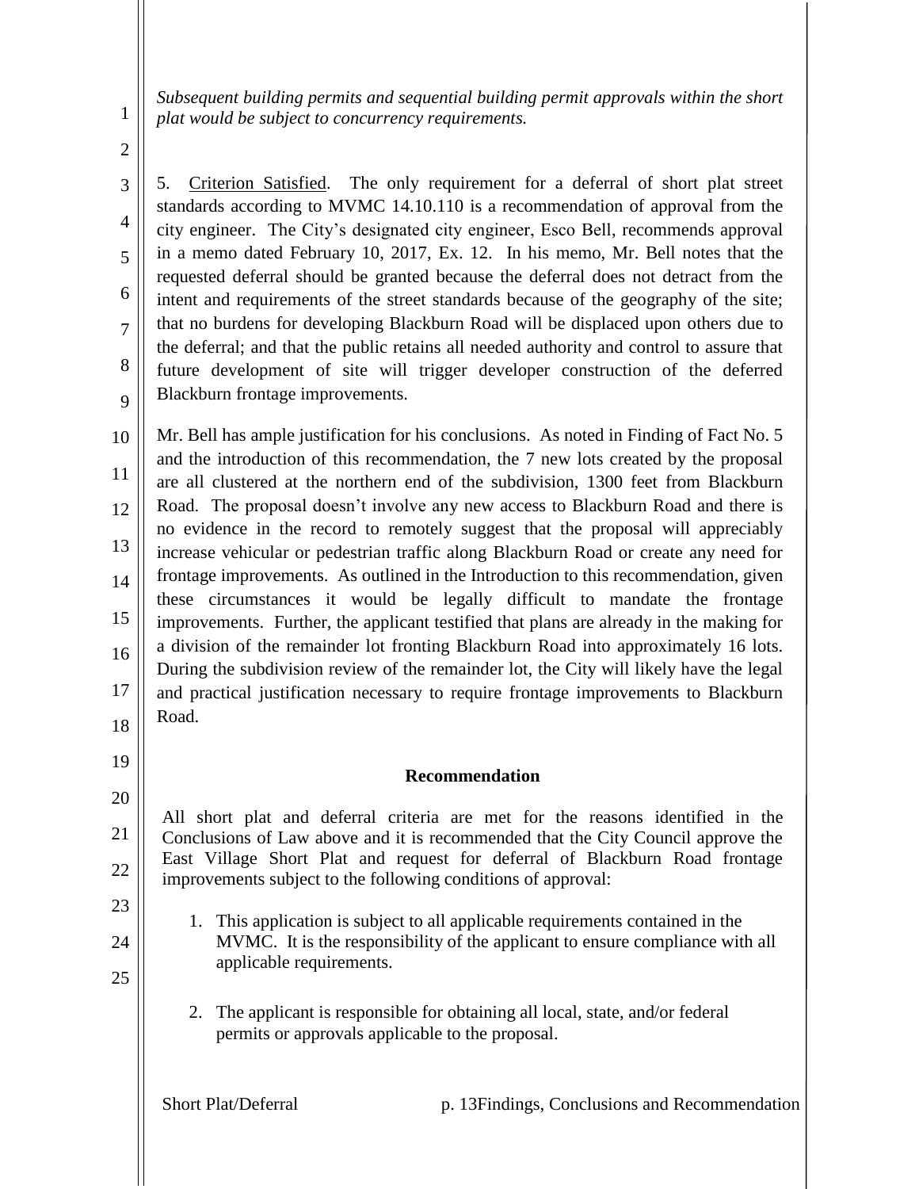*Subsequent building permits and sequential building permit approvals within the short plat would be subject to concurrency requirements.*

5. Criterion Satisfied. The only requirement for a deferral of short plat street standards according to MVMC 14.10.110 is a recommendation of approval from the city engineer. The City's designated city engineer, Esco Bell, recommends approval in a memo dated February 10, 2017, Ex. 12. In his memo, Mr. Bell notes that the requested deferral should be granted because the deferral does not detract from the intent and requirements of the street standards because of the geography of the site; that no burdens for developing Blackburn Road will be displaced upon others due to the deferral; and that the public retains all needed authority and control to assure that future development of site will trigger developer construction of the deferred Blackburn frontage improvements.

Mr. Bell has ample justification for his conclusions. As noted in Finding of Fact No. 5 and the introduction of this recommendation, the 7 new lots created by the proposal are all clustered at the northern end of the subdivision, 1300 feet from Blackburn Road. The proposal doesn't involve any new access to Blackburn Road and there is no evidence in the record to remotely suggest that the proposal will appreciably increase vehicular or pedestrian traffic along Blackburn Road or create any need for frontage improvements. As outlined in the Introduction to this recommendation, given these circumstances it would be legally difficult to mandate the frontage improvements. Further, the applicant testified that plans are already in the making for a division of the remainder lot fronting Blackburn Road into approximately 16 lots. During the subdivision review of the remainder lot, the City will likely have the legal and practical justification necessary to require frontage improvements to Blackburn Road.

**Recommendation**

All short plat and deferral criteria are met for the reasons identified in the Conclusions of Law above and it is recommended that the City Council approve the East Village Short Plat and request for deferral of Blackburn Road frontage improvements subject to the following conditions of approval:

1. This application is subject to all applicable requirements contained in the MVMC. It is the responsibility of the applicant to ensure compliance with all applicable requirements.

2. The applicant is responsible for obtaining all local, state, and/or federal permits or approvals applicable to the proposal.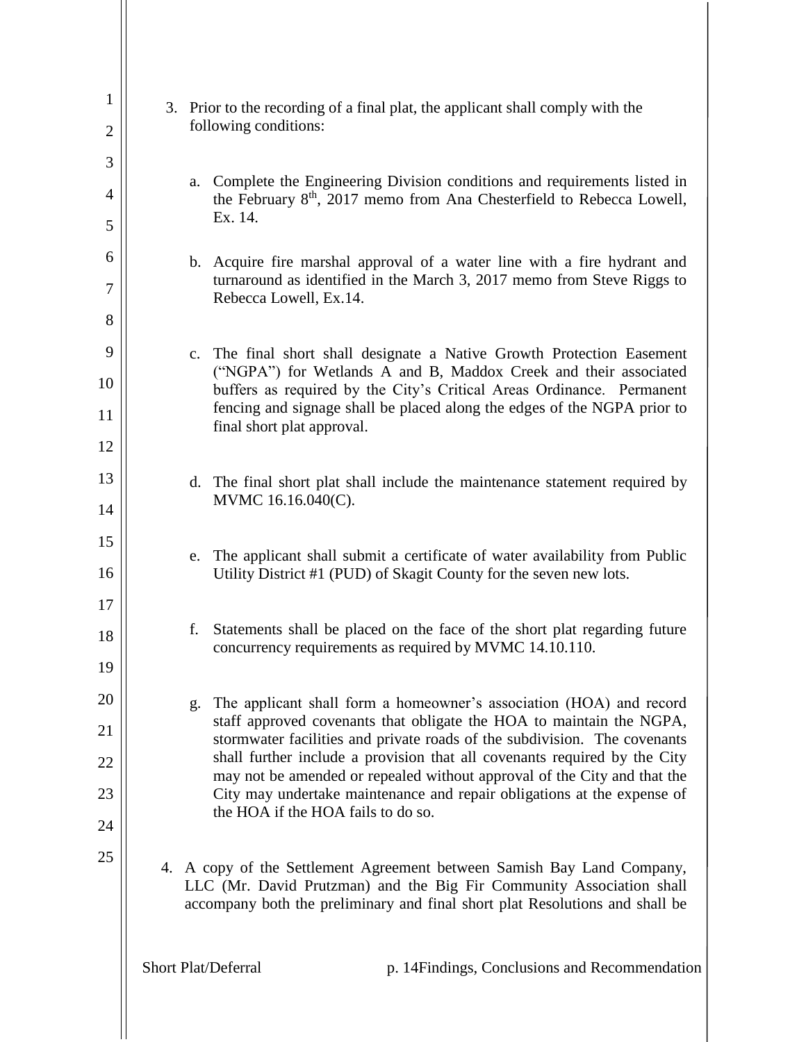3. Prior to the recording of a final plat, the applicant shall comply with the following conditions:

   a. Complete the Engineering Division conditions and requirements listed in the February 8th, 2017 memo from Ana Chesterfield to Rebecca Lowell, Ex. 14.

   b. Acquire fire marshal approval of a water line with a fire hydrant and turnaround as identified in the March 3, 2017 memo from Steve Riggs to Rebecca Lowell, Ex.14.

   c. The final short shall designate a Native Growth Protection Easement ("NGPA") for Wetlands A and B, Maddox Creek and their associated buffers as required by the City's Critical Areas Ordinance. Permanent fencing and signage shall be placed along the edges of the NGPA prior to final short plat approval.

   d. The final short plat shall include the maintenance statement required by MVMC 16.16.040(C).

   e. The applicant shall submit a certificate of water availability from Public Utility District #1 (PUD) of Skagit County for the seven new lots.

   f. Statements shall be placed on the face of the short plat regarding future concurrency requirements as required by MVMC 14.10.110.

   g. The applicant shall form a homeowner's association (HOA) and record staff approved covenants that obligate the HOA to maintain the NGPA, stormwater facilities and private roads of the subdivision. The covenants shall further include a provision that all covenants required by the City may not be amended or repealed without approval of the City and that the City may undertake maintenance and repair obligations at the expense of the HOA if the HOA fails to do so.

4. A copy of the Settlement Agreement between Samish Bay Land Company, LLC (Mr. David Prutzman) and the Big Fir Community Association shall accompany both the preliminary and final short plat Resolutions and shall be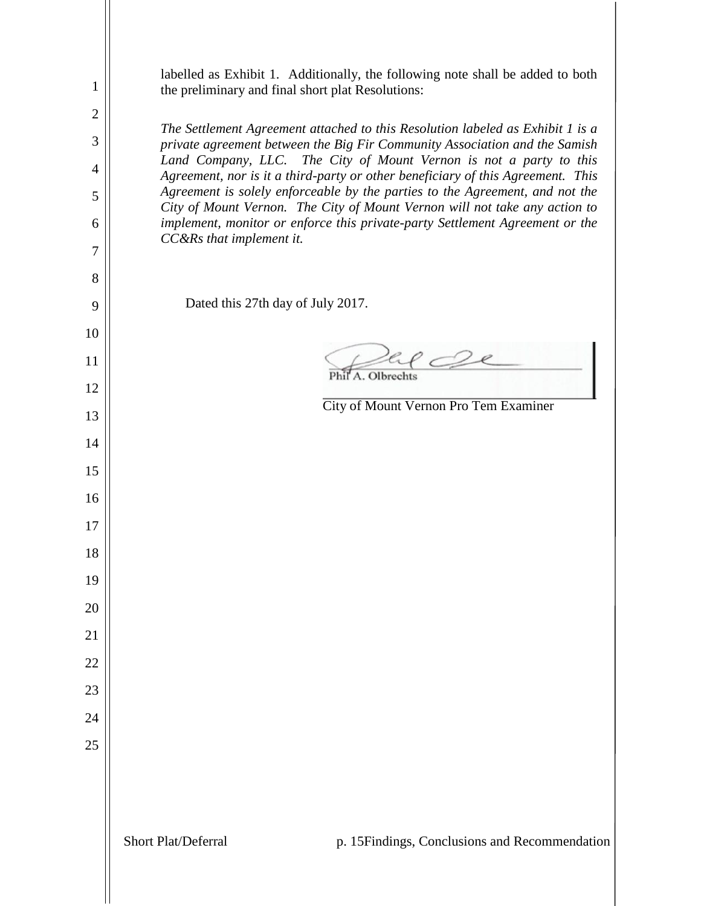labelled as Exhibit 1. Additionally, the following note shall be added to both the preliminary and final short plat Resolutions:

*The Settlement Agreement attached to this Resolution labeled as Exhibit 1 is a private agreement between the Big Fir Community Association and the Samish Land Company, LLC. The City of Mount Vernon is not a party to this Agreement, nor is it a third-party or other beneficiary of this Agreement. This Agreement is solely enforceable by the parties to the Agreement, and not the City of Mount Vernon. The City of Mount Vernon will not take any action to implement, monitor or enforce this private-party Settlement Agreement or the CC&Rs that implement it.*

Dated this 27th day of July 2017.

Phil A. Olbrechts

City of Mount Vernon Pro Tem Examiner